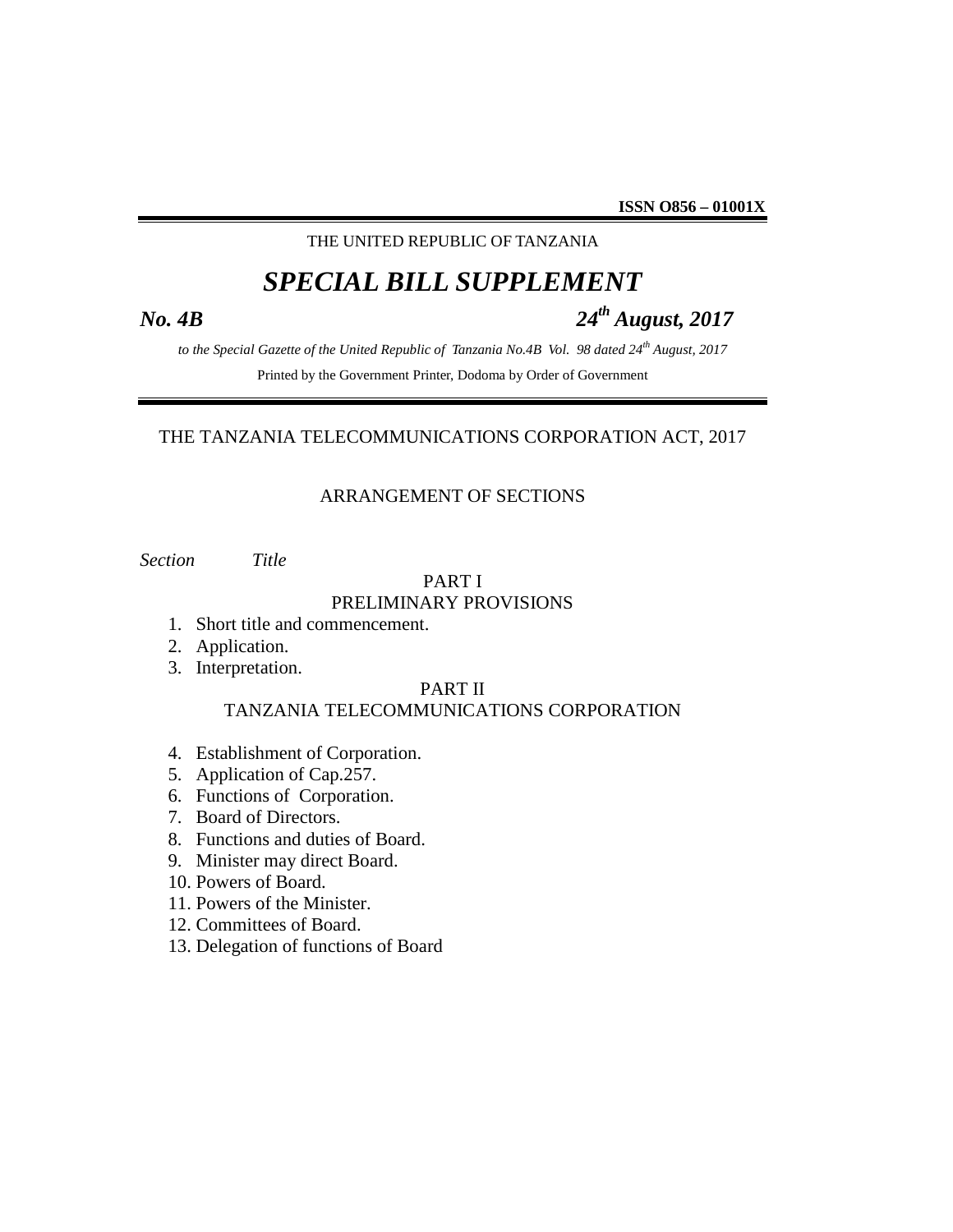**ISSN O856 – 01001X**

THE UNITED REPUBLIC OF TANZANIA

# *SPECIAL BILL SUPPLEMENT*

***No. 4B*** ***24th August, 2017***

*to the Special Gazette of the United Republic of Tanzania No.4B Vol. 98 dated 24th August, 2017*

Printed by the Government Printer, Dodoma by Order of Government

## THE TANZANIA TELECOMMUNICATIONS CORPORATION ACT, 2017

### ARRANGEMENT OF SECTIONS

*Section* *Title*

PART I
PRELIMINARY PROVISIONS

1. Short title and commencement.
2. Application.
3. Interpretation.

PART II
TANZANIA TELECOMMUNICATIONS CORPORATION

4. Establishment of Corporation.
5. Application of Cap.257.
6. Functions of Corporation.
7. Board of Directors.
8. Functions and duties of Board.
9. Minister may direct Board.
10. Powers of Board.
11. Powers of the Minister.
12. Committees of Board.
13. Delegation of functions of Board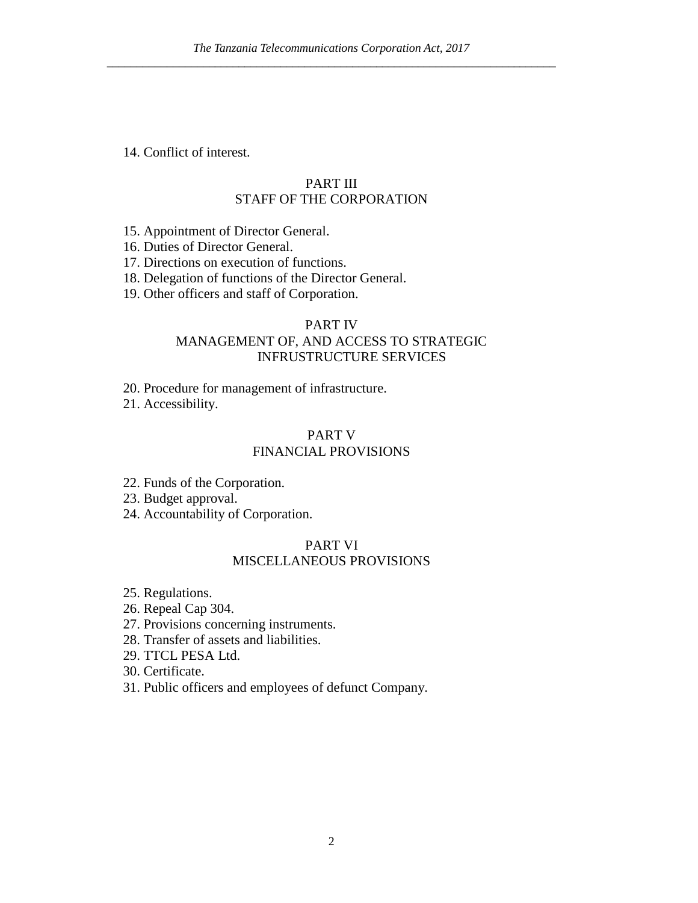14. Conflict of interest.

PART III
STAFF OF THE CORPORATION

15. Appointment of Director General.
16. Duties of Director General.
17. Directions on execution of functions.
18. Delegation of functions of the Director General.
19. Other officers and staff of Corporation.

PART IV
MANAGEMENT OF, AND ACCESS TO STRATEGIC INFRUSTRUCTURE SERVICES

20. Procedure for management of infrastructure.
21. Accessibility.

PART V
FINANCIAL PROVISIONS

22. Funds of the Corporation.
23. Budget approval.
24. Accountability of Corporation.

PART VI
MISCELLANEOUS PROVISIONS

25. Regulations.
26. Repeal Cap 304.
27. Provisions concerning instruments.
28. Transfer of assets and liabilities.
29. TTCL PESA Ltd.
30. Certificate.
31. Public officers and employees of defunct Company.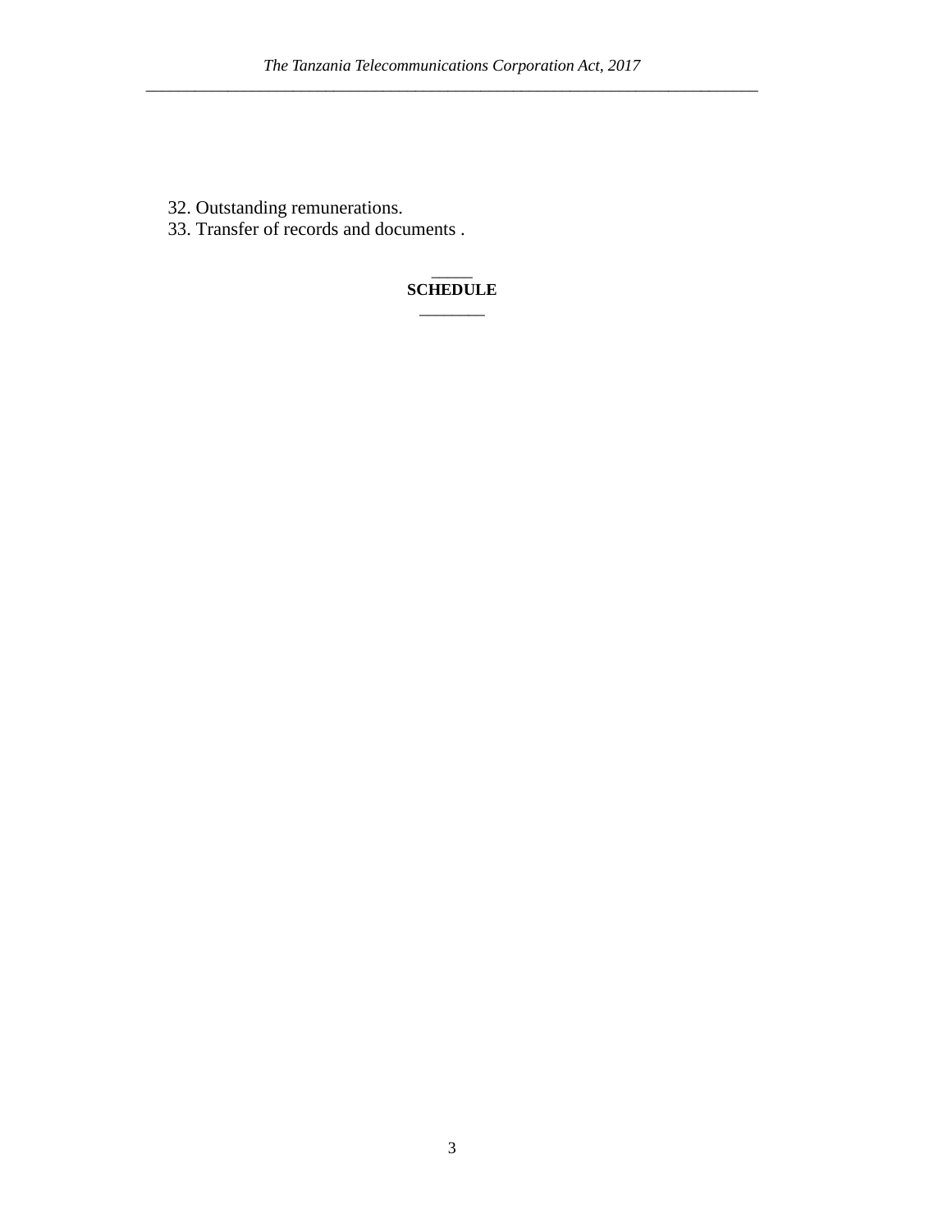32. Outstanding remunerations.
33. Transfer of records and documents .

**SCHEDULE**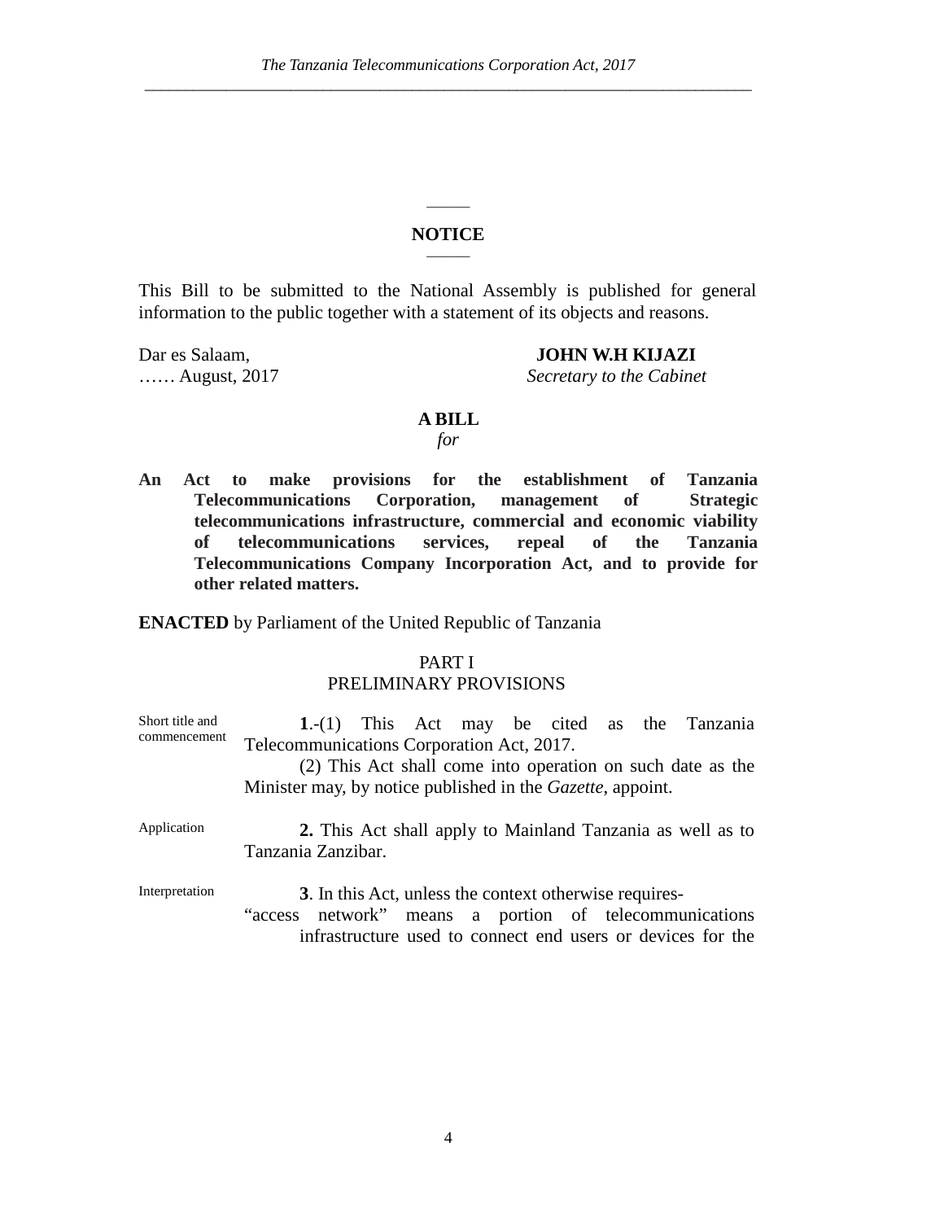## NOTICE

This Bill to be submitted to the National Assembly is published for general information to the public together with a statement of its objects and reasons.

Dar es Salaam,
…… August, 2017

**JOHN W.H KIJAZI**
*Secretary to the Cabinet*

## A BILL

*for*

**An Act to make provisions for the establishment of Tanzania Telecommunications Corporation, management of Strategic telecommunications infrastructure, commercial and economic viability of telecommunications services, repeal of the Tanzania Telecommunications Company Incorporation Act, and to provide for other related matters.**

**ENACTED** by Parliament of the United Republic of Tanzania

### PART I
### PRELIMINARY PROVISIONS

Short title and commencement

**1**.-(1) This Act may be cited as the Tanzania Telecommunications Corporation Act, 2017.

(2) This Act shall come into operation on such date as the Minister may, by notice published in the *Gazette*, appoint.

Application

**2.** This Act shall apply to Mainland Tanzania as well as to Tanzania Zanzibar.

Interpretation

**3**. In this Act, unless the context otherwise requires-

"access network" means a portion of telecommunications infrastructure used to connect end users or devices for the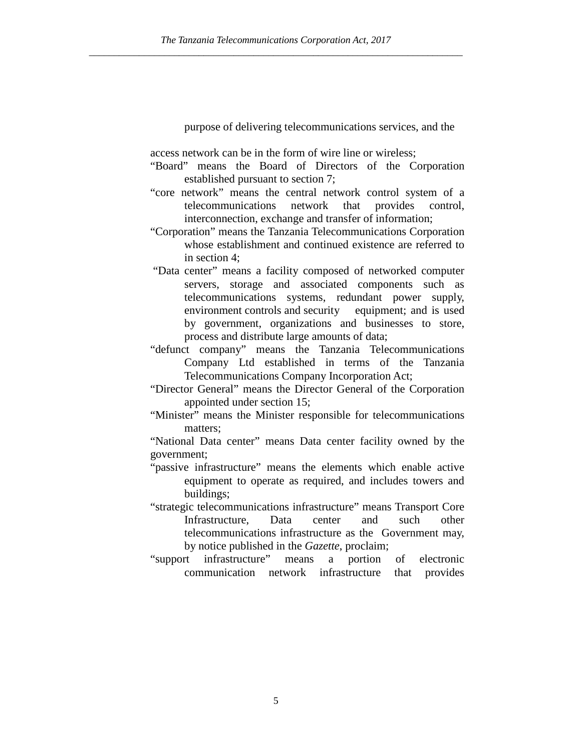purpose of delivering telecommunications services, and the access network can be in the form of wire line or wireless;

"Board" means the Board of Directors of the Corporation established pursuant to section 7;

"core network" means the central network control system of a telecommunications network that provides control, interconnection, exchange and transfer of information;

"Corporation" means the Tanzania Telecommunications Corporation whose establishment and continued existence are referred to in section 4;

"Data center" means a facility composed of networked computer servers, storage and associated components such as telecommunications systems, redundant power supply, environment controls and security equipment; and is used by government, organizations and businesses to store, process and distribute large amounts of data;

"defunct company" means the Tanzania Telecommunications Company Ltd established in terms of the Tanzania Telecommunications Company Incorporation Act;

"Director General" means the Director General of the Corporation appointed under section 15;

"Minister" means the Minister responsible for telecommunications matters;

"National Data center" means Data center facility owned by the government;

"passive infrastructure" means the elements which enable active equipment to operate as required, and includes towers and buildings;

"strategic telecommunications infrastructure" means Transport Core Infrastructure, Data center and such other telecommunications infrastructure as the Government may, by notice published in the *Gazette*, proclaim;

"support infrastructure" means a portion of electronic communication network infrastructure that provides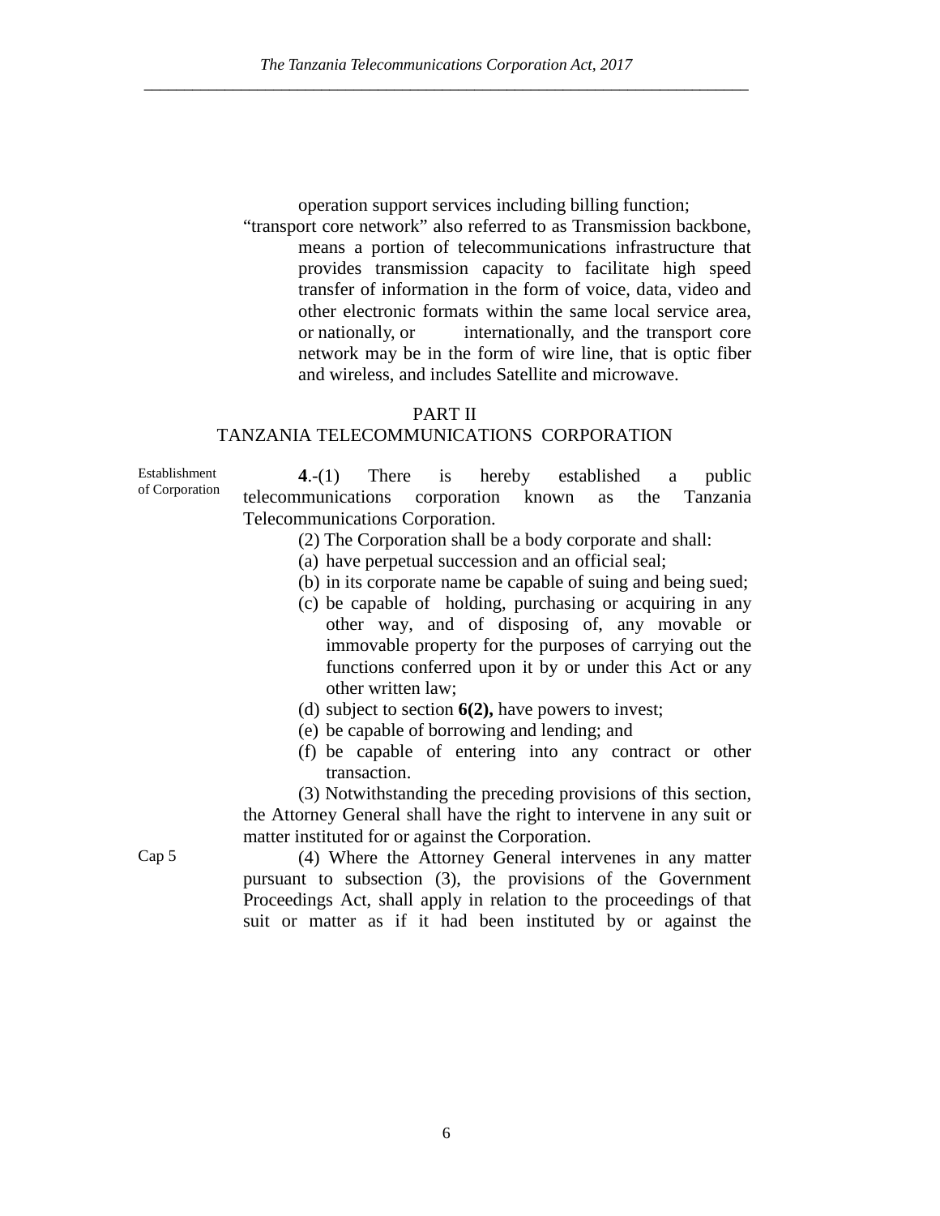operation support services including billing function;

"transport core network" also referred to as Transmission backbone, means a portion of telecommunications infrastructure that provides transmission capacity to facilitate high speed transfer of information in the form of voice, data, video and other electronic formats within the same local service area, or nationally, or internationally, and the transport core network may be in the form of wire line, that is optic fiber and wireless, and includes Satellite and microwave.

## PART II
## TANZANIA TELECOMMUNICATIONS CORPORATION

Establishment of Corporation

**4**.-(1) There is hereby established a public telecommunications corporation known as the Tanzania Telecommunications Corporation.

(2) The Corporation shall be a body corporate and shall:

(a) have perpetual succession and an official seal;

(b) in its corporate name be capable of suing and being sued;

(c) be capable of holding, purchasing or acquiring in any other way, and of disposing of, any movable or immovable property for the purposes of carrying out the functions conferred upon it by or under this Act or any other written law;

(d) subject to section **6(2),** have powers to invest;

(e) be capable of borrowing and lending; and

(f) be capable of entering into any contract or other transaction.

(3) Notwithstanding the preceding provisions of this section, the Attorney General shall have the right to intervene in any suit or matter instituted for or against the Corporation.

Cap 5

(4) Where the Attorney General intervenes in any matter pursuant to subsection (3), the provisions of the Government Proceedings Act, shall apply in relation to the proceedings of that suit or matter as if it had been instituted by or against the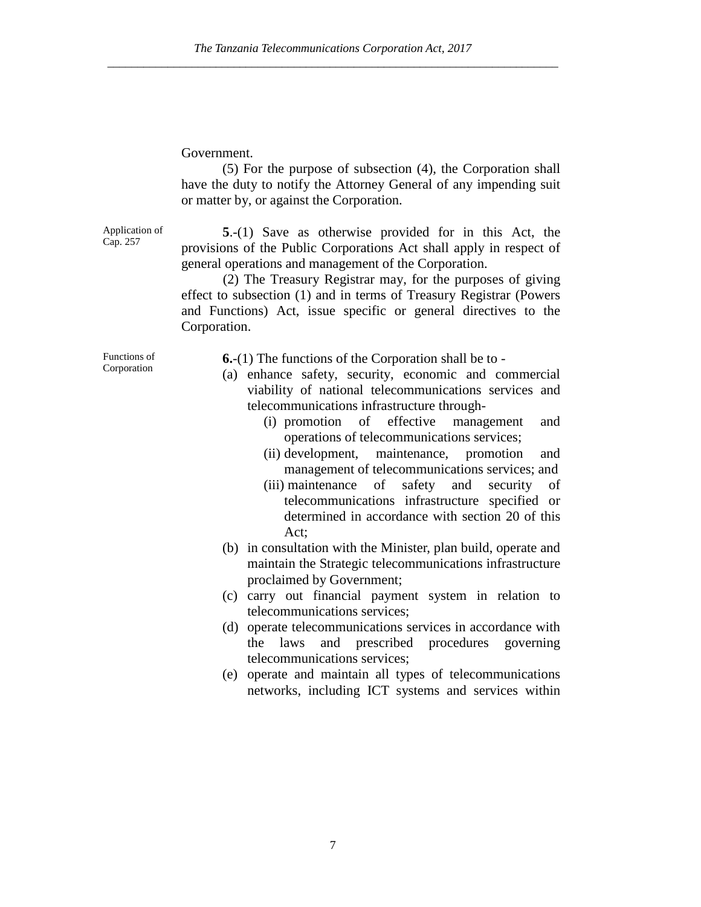Government.

(5) For the purpose of subsection (4), the Corporation shall have the duty to notify the Attorney General of any impending suit or matter by, or against the Corporation.

Application of Cap. 257

**5**.-(1) Save as otherwise provided for in this Act, the provisions of the Public Corporations Act shall apply in respect of general operations and management of the Corporation.

(2) The Treasury Registrar may, for the purposes of giving effect to subsection (1) and in terms of Treasury Registrar (Powers and Functions) Act, issue specific or general directives to the Corporation.

Functions of Corporation

**6.**-(1) The functions of the Corporation shall be to -

(a) enhance safety, security, economic and commercial viability of national telecommunications services and telecommunications infrastructure through-
   - (i) promotion of effective management and operations of telecommunications services;
   - (ii) development, maintenance, promotion and management of telecommunications services; and
   - (iii) maintenance of safety and security of telecommunications infrastructure specified or determined in accordance with section 20 of this Act;

(b) in consultation with the Minister, plan build, operate and maintain the Strategic telecommunications infrastructure proclaimed by Government;

(c) carry out financial payment system in relation to telecommunications services;

(d) operate telecommunications services in accordance with the laws and prescribed procedures governing telecommunications services;

(e) operate and maintain all types of telecommunications networks, including ICT systems and services within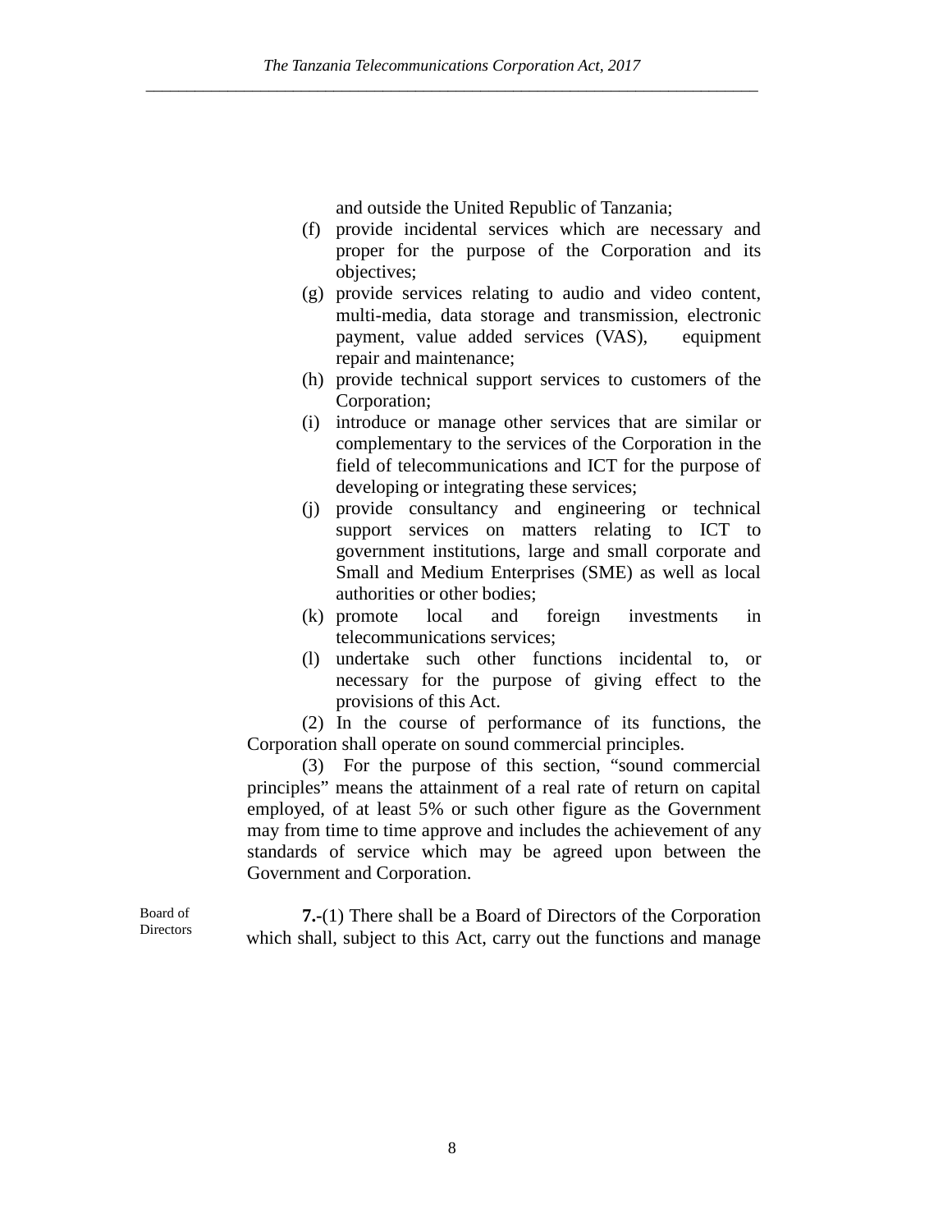and outside the United Republic of Tanzania;

(f) provide incidental services which are necessary and proper for the purpose of the Corporation and its objectives;

(g) provide services relating to audio and video content, multi-media, data storage and transmission, electronic payment, value added services (VAS), equipment repair and maintenance;

(h) provide technical support services to customers of the Corporation;

(i) introduce or manage other services that are similar or complementary to the services of the Corporation in the field of telecommunications and ICT for the purpose of developing or integrating these services;

(j) provide consultancy and engineering or technical support services on matters relating to ICT to government institutions, large and small corporate and Small and Medium Enterprises (SME) as well as local authorities or other bodies;

(k) promote local and foreign investments in telecommunications services;

(l) undertake such other functions incidental to, or necessary for the purpose of giving effect to the provisions of this Act.

(2) In the course of performance of its functions, the Corporation shall operate on sound commercial principles.

(3) For the purpose of this section, "sound commercial principles" means the attainment of a real rate of return on capital employed, of at least 5% or such other figure as the Government may from time to time approve and includes the achievement of any standards of service which may be agreed upon between the Government and Corporation.

Board of Directors

**7.-**(1) There shall be a Board of Directors of the Corporation which shall, subject to this Act, carry out the functions and manage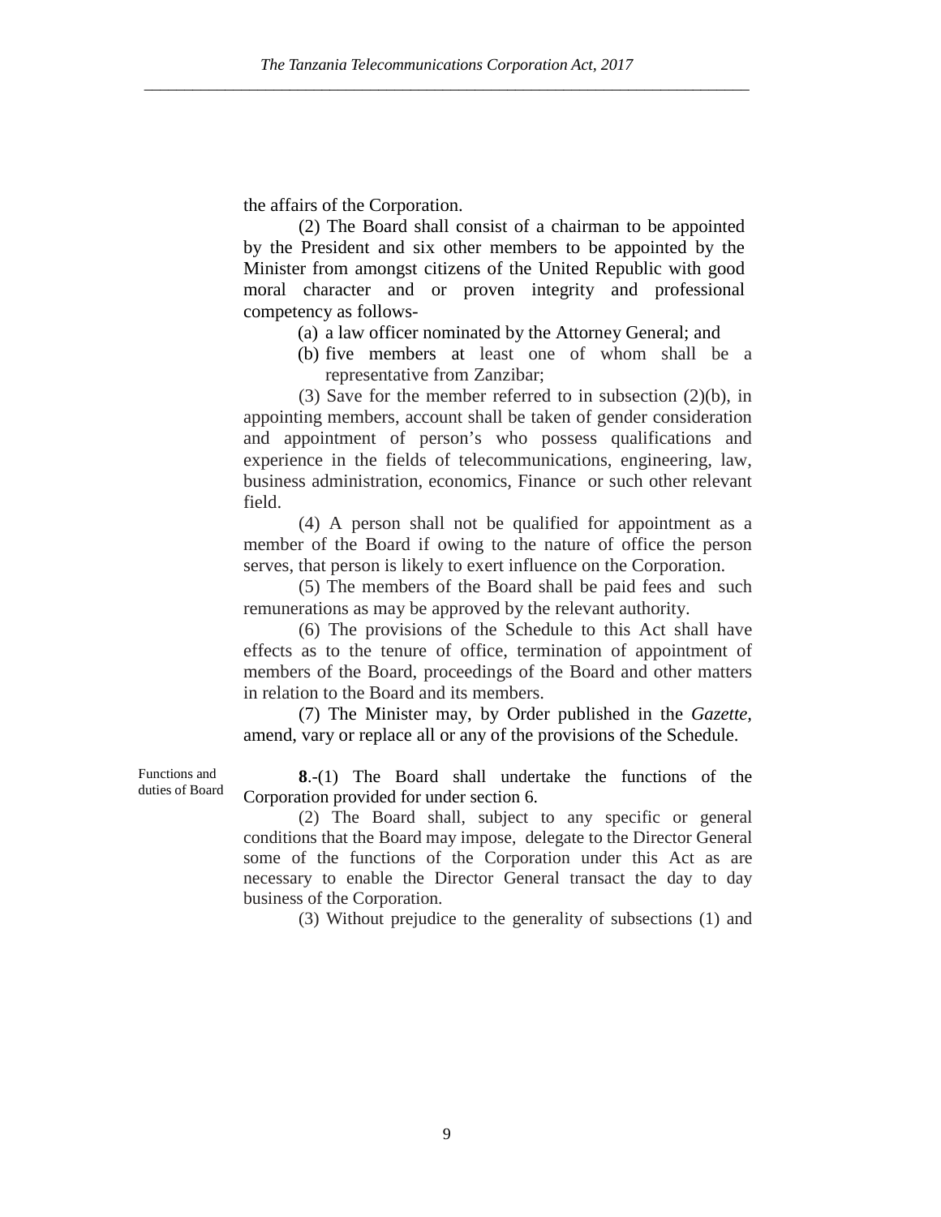the affairs of the Corporation.

(2) The Board shall consist of a chairman to be appointed by the President and six other members to be appointed by the Minister from amongst citizens of the United Republic with good moral character and or proven integrity and professional competency as follows-

(a) a law officer nominated by the Attorney General; and

(b) five members at least one of whom shall be a representative from Zanzibar;

(3) Save for the member referred to in subsection (2)(b), in appointing members, account shall be taken of gender consideration and appointment of person's who possess qualifications and experience in the fields of telecommunications, engineering, law, business administration, economics, Finance or such other relevant field.

(4) A person shall not be qualified for appointment as a member of the Board if owing to the nature of office the person serves, that person is likely to exert influence on the Corporation.

(5) The members of the Board shall be paid fees and such remunerations as may be approved by the relevant authority.

(6) The provisions of the Schedule to this Act shall have effects as to the tenure of office, termination of appointment of members of the Board, proceedings of the Board and other matters in relation to the Board and its members.

(7) The Minister may, by Order published in the *Gazette,* amend, vary or replace all or any of the provisions of the Schedule.

Functions and duties of Board

**8**.-(1) The Board shall undertake the functions of the Corporation provided for under section 6.

(2) The Board shall, subject to any specific or general conditions that the Board may impose, delegate to the Director General some of the functions of the Corporation under this Act as are necessary to enable the Director General transact the day to day business of the Corporation.

(3) Without prejudice to the generality of subsections (1) and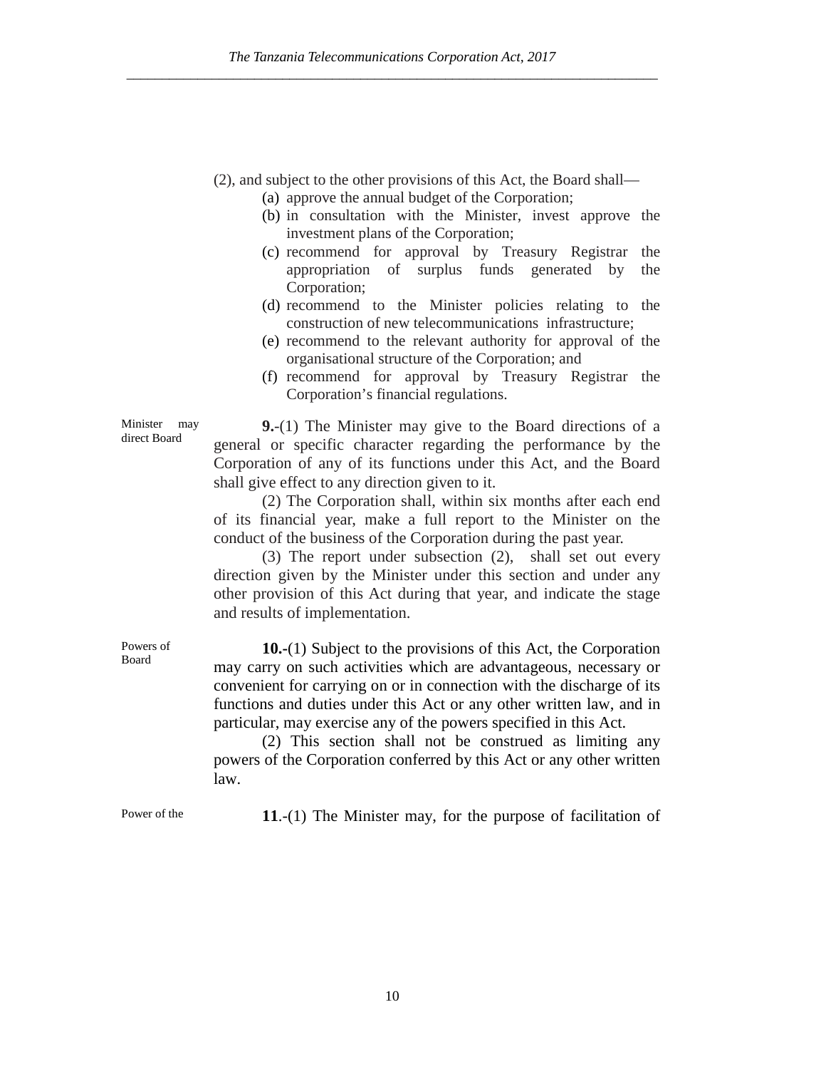(2), and subject to the other provisions of this Act, the Board shall—

(a) approve the annual budget of the Corporation;
(b) in consultation with the Minister, invest approve the investment plans of the Corporation;
(c) recommend for approval by Treasury Registrar the appropriation of surplus funds generated by the Corporation;
(d) recommend to the Minister policies relating to the construction of new telecommunications infrastructure;
(e) recommend to the relevant authority for approval of the organisational structure of the Corporation; and
(f) recommend for approval by Treasury Registrar the Corporation's financial regulations.

Minister may direct Board

**9.**-(1) The Minister may give to the Board directions of a general or specific character regarding the performance by the Corporation of any of its functions under this Act, and the Board shall give effect to any direction given to it.

(2) The Corporation shall, within six months after each end of its financial year, make a full report to the Minister on the conduct of the business of the Corporation during the past year.

(3) The report under subsection (2), shall set out every direction given by the Minister under this section and under any other provision of this Act during that year, and indicate the stage and results of implementation.

Powers of Board

**10.**-(1) Subject to the provisions of this Act, the Corporation may carry on such activities which are advantageous, necessary or convenient for carrying on or in connection with the discharge of its functions and duties under this Act or any other written law, and in particular, may exercise any of the powers specified in this Act.

(2) This section shall not be construed as limiting any powers of the Corporation conferred by this Act or any other written law.

Power of the

**11**.-(1) The Minister may, for the purpose of facilitation of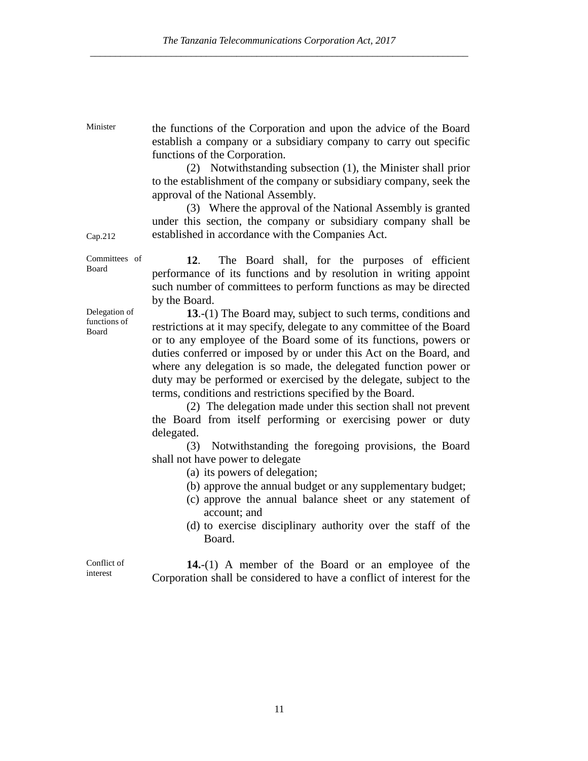Minister

the functions of the Corporation and upon the advice of the Board establish a company or a subsidiary company to carry out specific functions of the Corporation.

(2) Notwithstanding subsection (1), the Minister shall prior to the establishment of the company or subsidiary company, seek the approval of the National Assembly.

(3) Where the approval of the National Assembly is granted under this section, the company or subsidiary company shall be established in accordance with the Companies Act.

Cap.212

Committees of Board

**12**. The Board shall, for the purposes of efficient performance of its functions and by resolution in writing appoint such number of committees to perform functions as may be directed by the Board.

Delegation of functions of Board

**13**.-(1) The Board may, subject to such terms, conditions and restrictions at it may specify, delegate to any committee of the Board or to any employee of the Board some of its functions, powers or duties conferred or imposed by or under this Act on the Board, and where any delegation is so made, the delegated function power or duty may be performed or exercised by the delegate, subject to the terms, conditions and restrictions specified by the Board.

(2) The delegation made under this section shall not prevent the Board from itself performing or exercising power or duty delegated.

(3) Notwithstanding the foregoing provisions, the Board shall not have power to delegate

(a) its powers of delegation;

(b) approve the annual budget or any supplementary budget;

(c) approve the annual balance sheet or any statement of account; and

(d) to exercise disciplinary authority over the staff of the Board.

Conflict of interest

**14.**-(1) A member of the Board or an employee of the Corporation shall be considered to have a conflict of interest for the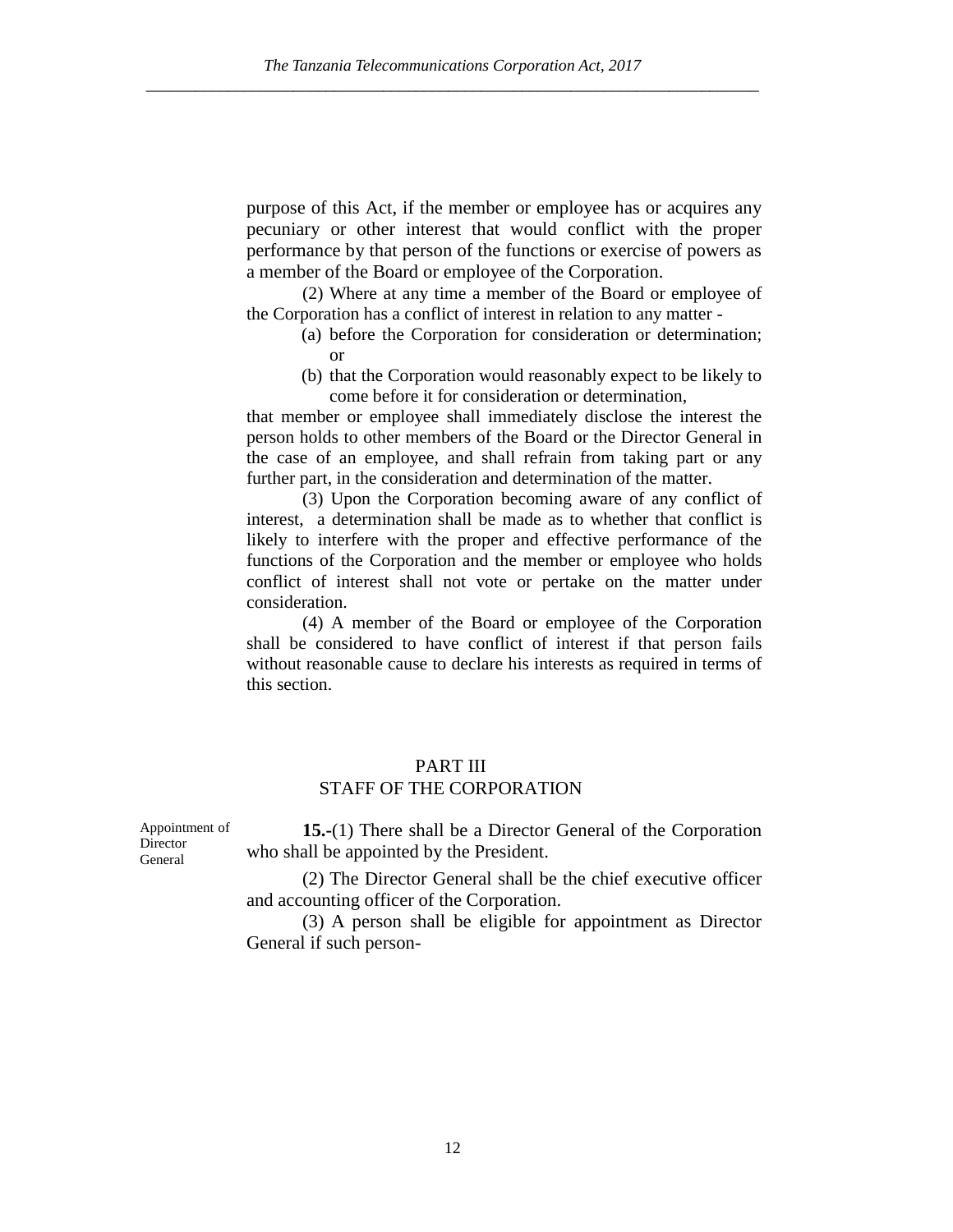purpose of this Act, if the member or employee has or acquires any pecuniary or other interest that would conflict with the proper performance by that person of the functions or exercise of powers as a member of the Board or employee of the Corporation.

(2) Where at any time a member of the Board or employee of the Corporation has a conflict of interest in relation to any matter -

(a) before the Corporation for consideration or determination; or

(b) that the Corporation would reasonably expect to be likely to come before it for consideration or determination,

that member or employee shall immediately disclose the interest the person holds to other members of the Board or the Director General in the case of an employee, and shall refrain from taking part or any further part, in the consideration and determination of the matter.

(3) Upon the Corporation becoming aware of any conflict of interest, a determination shall be made as to whether that conflict is likely to interfere with the proper and effective performance of the functions of the Corporation and the member or employee who holds conflict of interest shall not vote or pertake on the matter under consideration.

(4) A member of the Board or employee of the Corporation shall be considered to have conflict of interest if that person fails without reasonable cause to declare his interests as required in terms of this section.

## PART III
## STAFF OF THE CORPORATION

Appointment of Director General

**15.**-(1) There shall be a Director General of the Corporation who shall be appointed by the President.

(2) The Director General shall be the chief executive officer and accounting officer of the Corporation.

(3) A person shall be eligible for appointment as Director General if such person-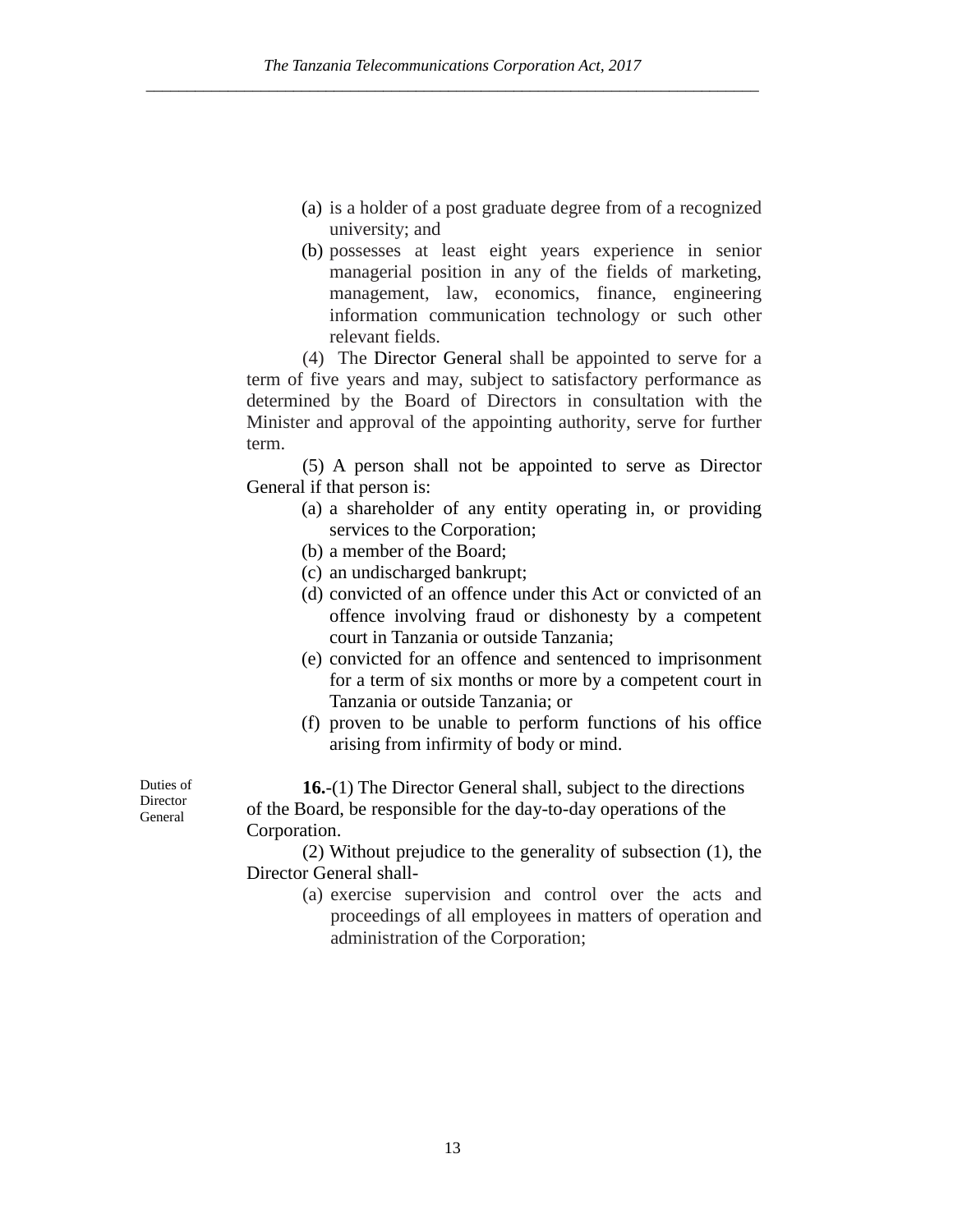(a) is a holder of a post graduate degree from of a recognized university; and

(b) possesses at least eight years experience in senior managerial position in any of the fields of marketing, management, law, economics, finance, engineering information communication technology or such other relevant fields.

(4) The Director General shall be appointed to serve for a term of five years and may, subject to satisfactory performance as determined by the Board of Directors in consultation with the Minister and approval of the appointing authority, serve for further term.

(5) A person shall not be appointed to serve as Director General if that person is:

(a) a shareholder of any entity operating in, or providing services to the Corporation;

(b) a member of the Board;

(c) an undischarged bankrupt;

(d) convicted of an offence under this Act or convicted of an offence involving fraud or dishonesty by a competent court in Tanzania or outside Tanzania;

(e) convicted for an offence and sentenced to imprisonment for a term of six months or more by a competent court in Tanzania or outside Tanzania; or

(f) proven to be unable to perform functions of his office arising from infirmity of body or mind.

Duties of Director General

**16.**-(1) The Director General shall, subject to the directions of the Board, be responsible for the day-to-day operations of the Corporation.

(2) Without prejudice to the generality of subsection (1), the Director General shall-

(a) exercise supervision and control over the acts and proceedings of all employees in matters of operation and administration of the Corporation;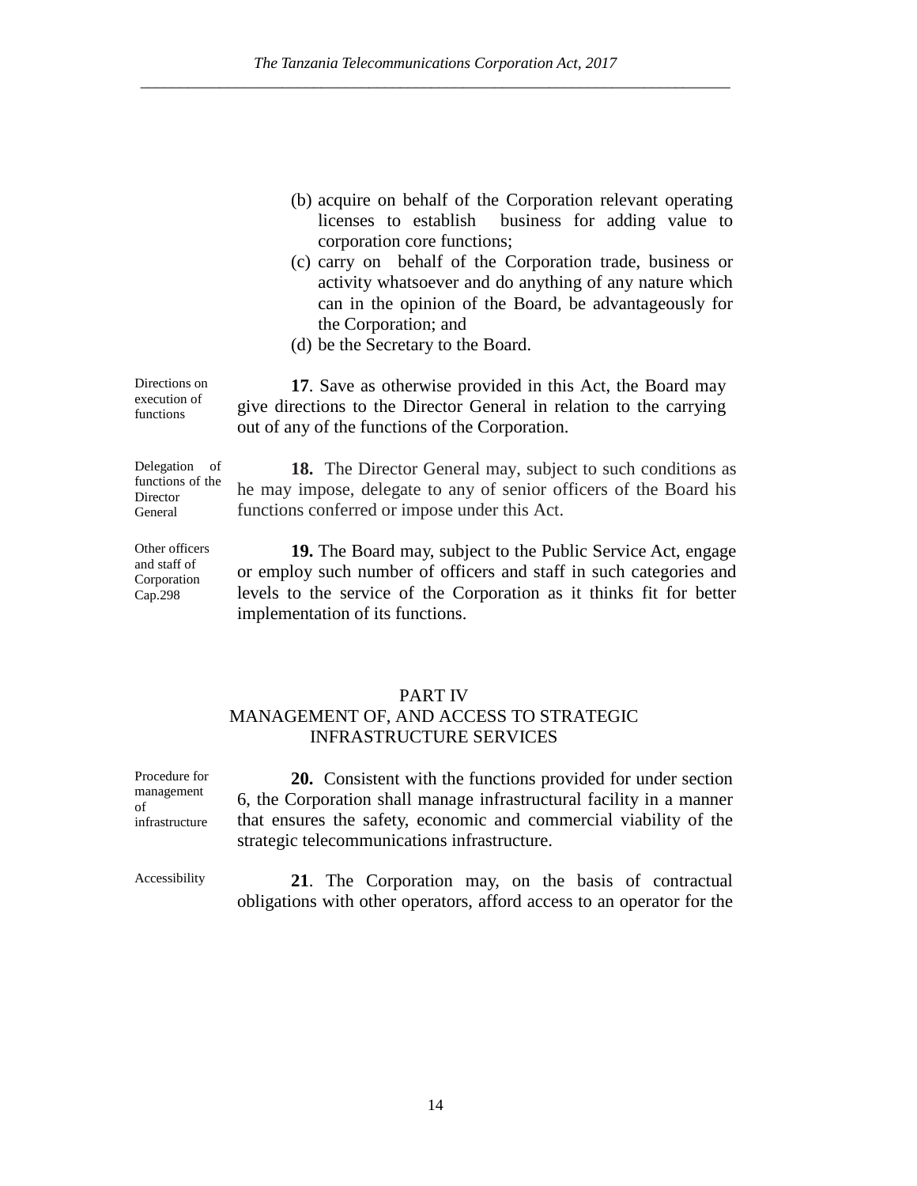(b) acquire on behalf of the Corporation relevant operating licenses to establish business for adding value to corporation core functions;

(c) carry on behalf of the Corporation trade, business or activity whatsoever and do anything of any nature which can in the opinion of the Board, be advantageously for the Corporation; and

(d) be the Secretary to the Board.

Directions on execution of functions

**17**. Save as otherwise provided in this Act, the Board may give directions to the Director General in relation to the carrying out of any of the functions of the Corporation.

Delegation of functions of the Director General

**18.** The Director General may, subject to such conditions as he may impose, delegate to any of senior officers of the Board his functions conferred or impose under this Act.

Other officers and staff of Corporation Cap.298

**19.** The Board may, subject to the Public Service Act, engage or employ such number of officers and staff in such categories and levels to the service of the Corporation as it thinks fit for better implementation of its functions.

## PART IV
## MANAGEMENT OF, AND ACCESS TO STRATEGIC INFRASTRUCTURE SERVICES

Procedure for management of infrastructure

**20.** Consistent with the functions provided for under section 6, the Corporation shall manage infrastructural facility in a manner that ensures the safety, economic and commercial viability of the strategic telecommunications infrastructure.

Accessibility

**21**. The Corporation may, on the basis of contractual obligations with other operators, afford access to an operator for the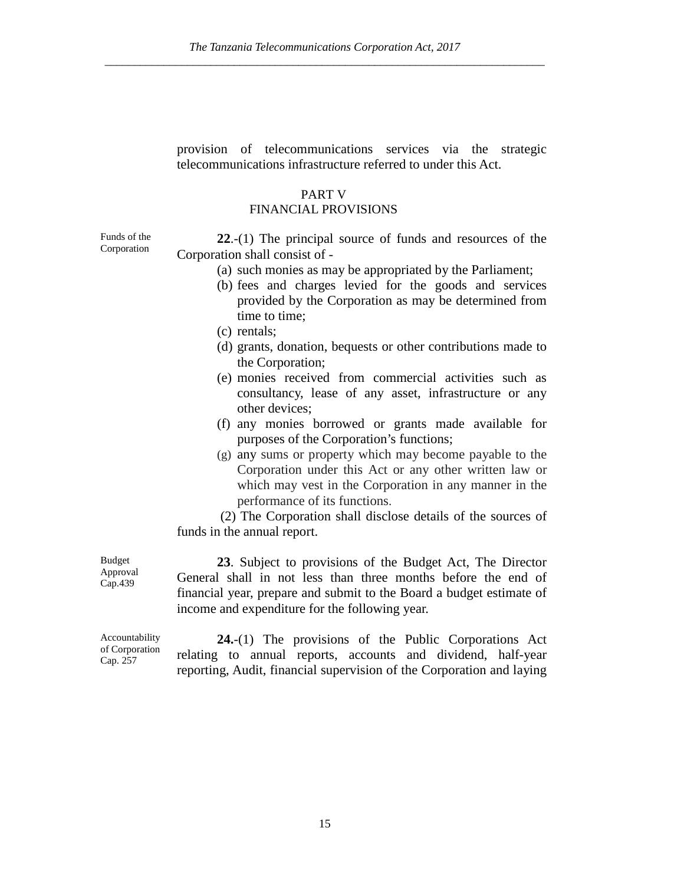provision of telecommunications services via the strategic telecommunications infrastructure referred to under this Act.

## PART V
## FINANCIAL PROVISIONS

Funds of the Corporation

**22**.-(1) The principal source of funds and resources of the Corporation shall consist of -

(a) such monies as may be appropriated by the Parliament;
(b) fees and charges levied for the goods and services provided by the Corporation as may be determined from time to time;
(c) rentals;
(d) grants, donation, bequests or other contributions made to the Corporation;
(e) monies received from commercial activities such as consultancy, lease of any asset, infrastructure or any other devices;
(f) any monies borrowed or grants made available for purposes of the Corporation's functions;
(g) any sums or property which may become payable to the Corporation under this Act or any other written law or which may vest in the Corporation in any manner in the performance of its functions.

(2) The Corporation shall disclose details of the sources of funds in the annual report.

Budget Approval Cap.439

**23**. Subject to provisions of the Budget Act, The Director General shall in not less than three months before the end of financial year, prepare and submit to the Board a budget estimate of income and expenditure for the following year.

Accountability of Corporation Cap. 257

**24.**-(1) The provisions of the Public Corporations Act relating to annual reports, accounts and dividend, half-year reporting, Audit, financial supervision of the Corporation and laying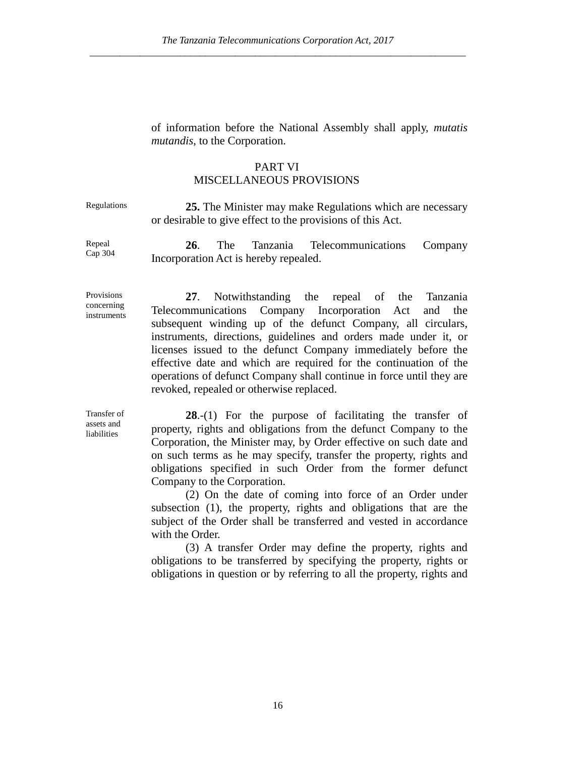of information before the National Assembly shall apply, *mutatis mutandis*, to the Corporation.

## PART VI
## MISCELLANEOUS PROVISIONS

Regulations

**25.** The Minister may make Regulations which are necessary or desirable to give effect to the provisions of this Act.

Repeal
Cap 304

**26**. The Tanzania Telecommunications Company Incorporation Act is hereby repealed.

Provisions concerning instruments

**27**. Notwithstanding the repeal of the Tanzania Telecommunications Company Incorporation Act and the subsequent winding up of the defunct Company, all circulars, instruments, directions, guidelines and orders made under it, or licenses issued to the defunct Company immediately before the effective date and which are required for the continuation of the operations of defunct Company shall continue in force until they are revoked, repealed or otherwise replaced.

Transfer of assets and liabilities

**28**.-(1) For the purpose of facilitating the transfer of property, rights and obligations from the defunct Company to the Corporation, the Minister may, by Order effective on such date and on such terms as he may specify, transfer the property, rights and obligations specified in such Order from the former defunct Company to the Corporation.

(2) On the date of coming into force of an Order under subsection (1), the property, rights and obligations that are the subject of the Order shall be transferred and vested in accordance with the Order.

(3) A transfer Order may define the property, rights and obligations to be transferred by specifying the property, rights or obligations in question or by referring to all the property, rights and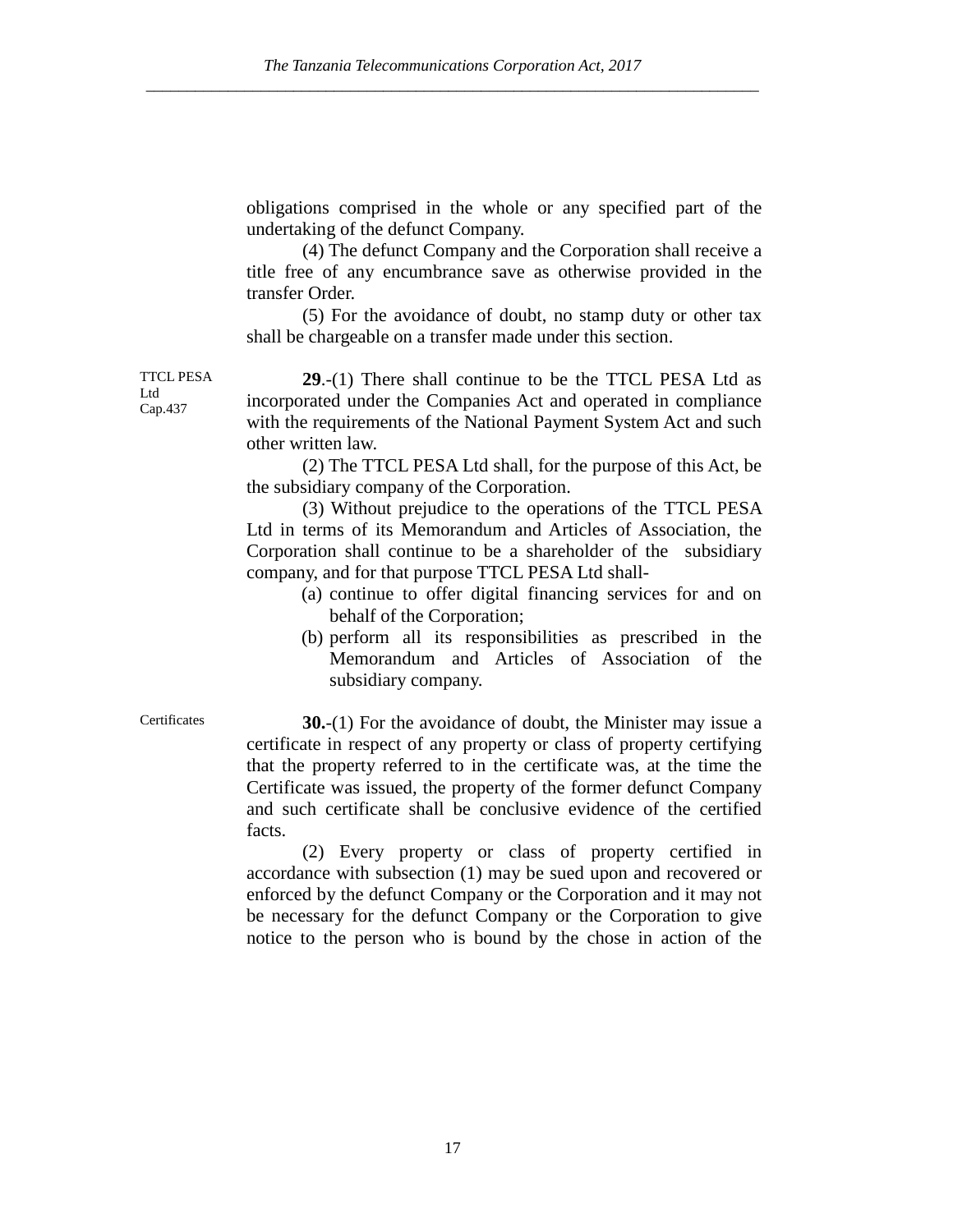obligations comprised in the whole or any specified part of the undertaking of the defunct Company.

(4) The defunct Company and the Corporation shall receive a title free of any encumbrance save as otherwise provided in the transfer Order.

(5) For the avoidance of doubt, no stamp duty or other tax shall be chargeable on a transfer made under this section.

TTCL PESA Ltd
Cap.437

**29**.-(1) There shall continue to be the TTCL PESA Ltd as incorporated under the Companies Act and operated in compliance with the requirements of the National Payment System Act and such other written law.

(2) The TTCL PESA Ltd shall, for the purpose of this Act, be the subsidiary company of the Corporation.

(3) Without prejudice to the operations of the TTCL PESA Ltd in terms of its Memorandum and Articles of Association, the Corporation shall continue to be a shareholder of the subsidiary company, and for that purpose TTCL PESA Ltd shall-

(a) continue to offer digital financing services for and on behalf of the Corporation;

(b) perform all its responsibilities as prescribed in the Memorandum and Articles of Association of the subsidiary company.

Certificates

**30.**-(1) For the avoidance of doubt, the Minister may issue a certificate in respect of any property or class of property certifying that the property referred to in the certificate was, at the time the Certificate was issued, the property of the former defunct Company and such certificate shall be conclusive evidence of the certified facts.

(2) Every property or class of property certified in accordance with subsection (1) may be sued upon and recovered or enforced by the defunct Company or the Corporation and it may not be necessary for the defunct Company or the Corporation to give notice to the person who is bound by the chose in action of the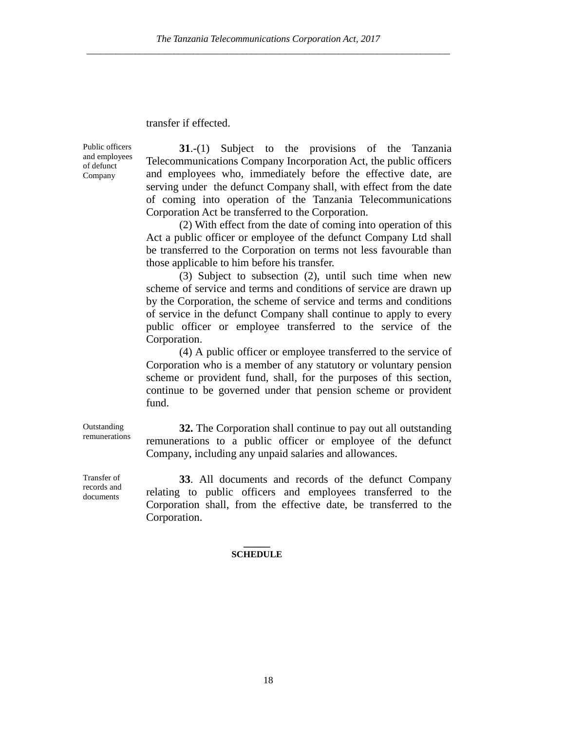transfer if effected.

Public officers and employees of defunct Company

**31**.-(1) Subject to the provisions of the Tanzania Telecommunications Company Incorporation Act, the public officers and employees who, immediately before the effective date, are serving under the defunct Company shall, with effect from the date of coming into operation of the Tanzania Telecommunications Corporation Act be transferred to the Corporation.

(2) With effect from the date of coming into operation of this Act a public officer or employee of the defunct Company Ltd shall be transferred to the Corporation on terms not less favourable than those applicable to him before his transfer.

(3) Subject to subsection (2), until such time when new scheme of service and terms and conditions of service are drawn up by the Corporation, the scheme of service and terms and conditions of service in the defunct Company shall continue to apply to every public officer or employee transferred to the service of the Corporation.

(4) A public officer or employee transferred to the service of Corporation who is a member of any statutory or voluntary pension scheme or provident fund, shall, for the purposes of this section, continue to be governed under that pension scheme or provident fund.

Outstanding remunerations

**32.** The Corporation shall continue to pay out all outstanding remunerations to a public officer or employee of the defunct Company, including any unpaid salaries and allowances.

Transfer of records and documents

**33**. All documents and records of the defunct Company relating to public officers and employees transferred to the Corporation shall, from the effective date, be transferred to the Corporation.

**SCHEDULE**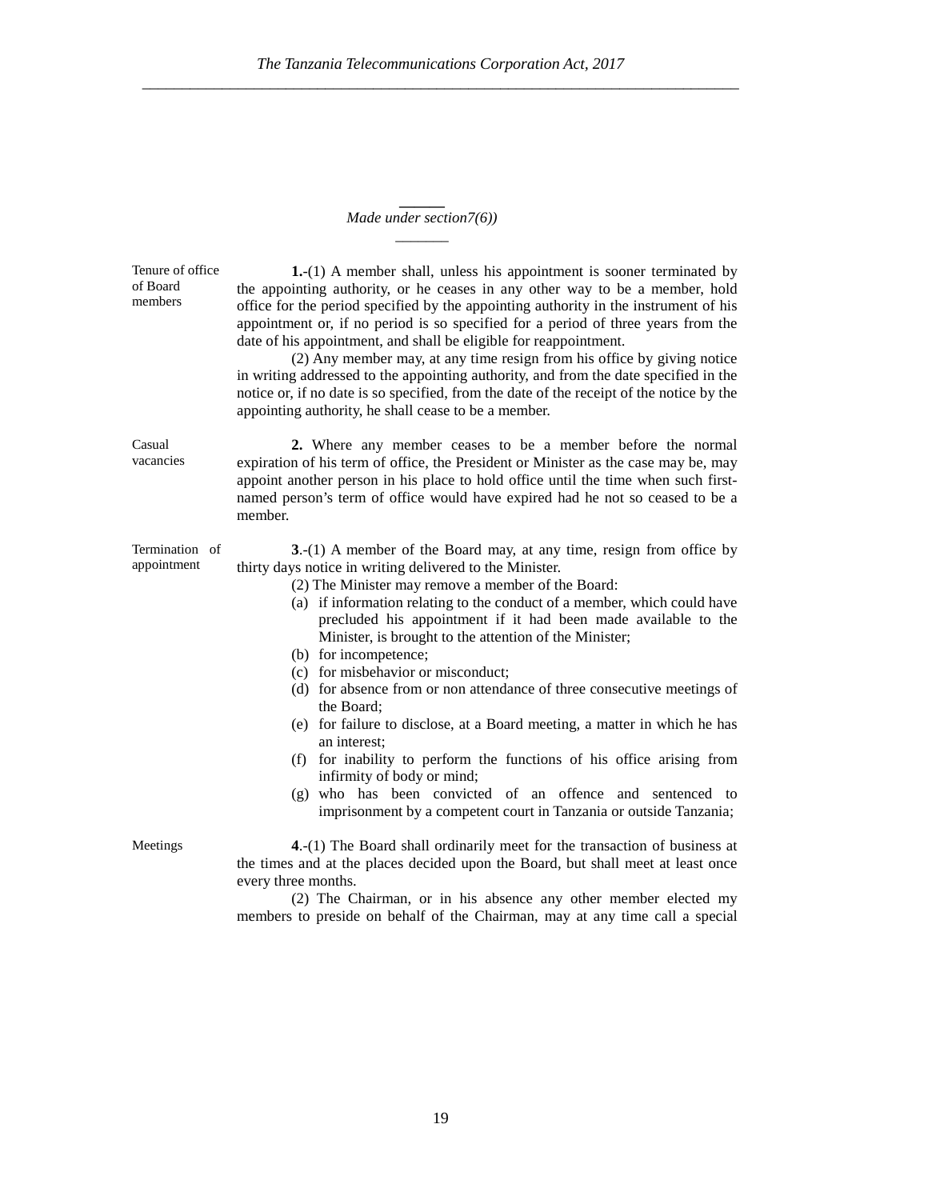*Made under section7(6))*

**Tenure of office of Board members**

**1.**-(1) A member shall, unless his appointment is sooner terminated by the appointing authority, or he ceases in any other way to be a member, hold office for the period specified by the appointing authority in the instrument of his appointment or, if no period is so specified for a period of three years from the date of his appointment, and shall be eligible for reappointment.

(2) Any member may, at any time resign from his office by giving notice in writing addressed to the appointing authority, and from the date specified in the notice or, if no date is so specified, from the date of the receipt of the notice by the appointing authority, he shall cease to be a member.

**Casual vacancies**

**2.** Where any member ceases to be a member before the normal expiration of his term of office, the President or Minister as the case may be, may appoint another person in his place to hold office until the time when such first-named person's term of office would have expired had he not so ceased to be a member.

**Termination of appointment**

**3**.-(1) A member of the Board may, at any time, resign from office by thirty days notice in writing delivered to the Minister.

(2) The Minister may remove a member of the Board:

(a) if information relating to the conduct of a member, which could have precluded his appointment if it had been made available to the Minister, is brought to the attention of the Minister;

(b) for incompetence;

(c) for misbehavior or misconduct;

(d) for absence from or non attendance of three consecutive meetings of the Board;

(e) for failure to disclose, at a Board meeting, a matter in which he has an interest;

(f) for inability to perform the functions of his office arising from infirmity of body or mind;

(g) who has been convicted of an offence and sentenced to imprisonment by a competent court in Tanzania or outside Tanzania;

**Meetings**

**4**.-(1) The Board shall ordinarily meet for the transaction of business at the times and at the places decided upon the Board, but shall meet at least once every three months.

(2) The Chairman, or in his absence any other member elected my members to preside on behalf of the Chairman, may at any time call a special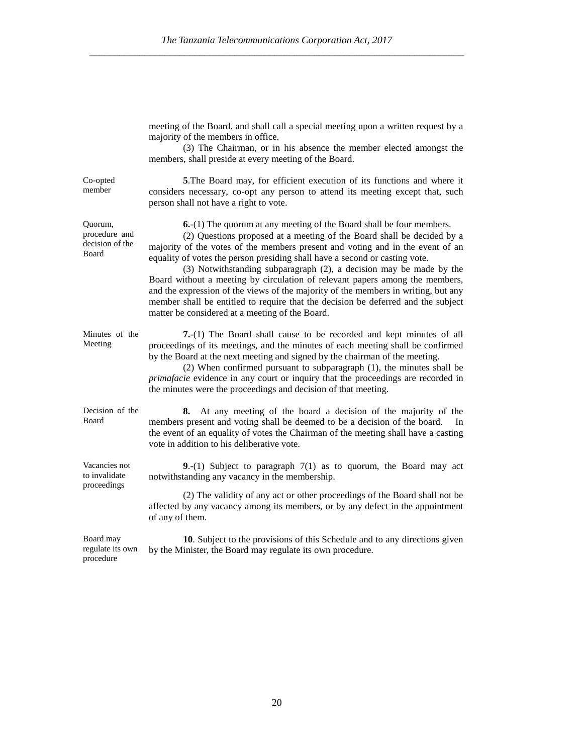meeting of the Board, and shall call a special meeting upon a written request by a majority of the members in office.

(3) The Chairman, or in his absence the member elected amongst the members, shall preside at every meeting of the Board.

Co-opted member

**5**.The Board may, for efficient execution of its functions and where it considers necessary, co-opt any person to attend its meeting except that, such person shall not have a right to vote.

Quorum, procedure and decision of the Board

**6.**-(1) The quorum at any meeting of the Board shall be four members.

(2) Questions proposed at a meeting of the Board shall be decided by a majority of the votes of the members present and voting and in the event of an equality of votes the person presiding shall have a second or casting vote.

(3) Notwithstanding subparagraph (2), a decision may be made by the Board without a meeting by circulation of relevant papers among the members, and the expression of the views of the majority of the members in writing, but any member shall be entitled to require that the decision be deferred and the subject matter be considered at a meeting of the Board.

Minutes of the Meeting

**7.**-(1) The Board shall cause to be recorded and kept minutes of all proceedings of its meetings, and the minutes of each meeting shall be confirmed by the Board at the next meeting and signed by the chairman of the meeting.

(2) When confirmed pursuant to subparagraph (1), the minutes shall be *primafacie* evidence in any court or inquiry that the proceedings are recorded in the minutes were the proceedings and decision of that meeting.

Decision of the Board

**8.** At any meeting of the board a decision of the majority of the members present and voting shall be deemed to be a decision of the board. In the event of an equality of votes the Chairman of the meeting shall have a casting vote in addition to his deliberative vote.

Vacancies not to invalidate proceedings

**9**.-(1) Subject to paragraph 7(1) as to quorum, the Board may act notwithstanding any vacancy in the membership.

(2) The validity of any act or other proceedings of the Board shall not be affected by any vacancy among its members, or by any defect in the appointment of any of them.

Board may regulate its own procedure

**10**. Subject to the provisions of this Schedule and to any directions given by the Minister, the Board may regulate its own procedure.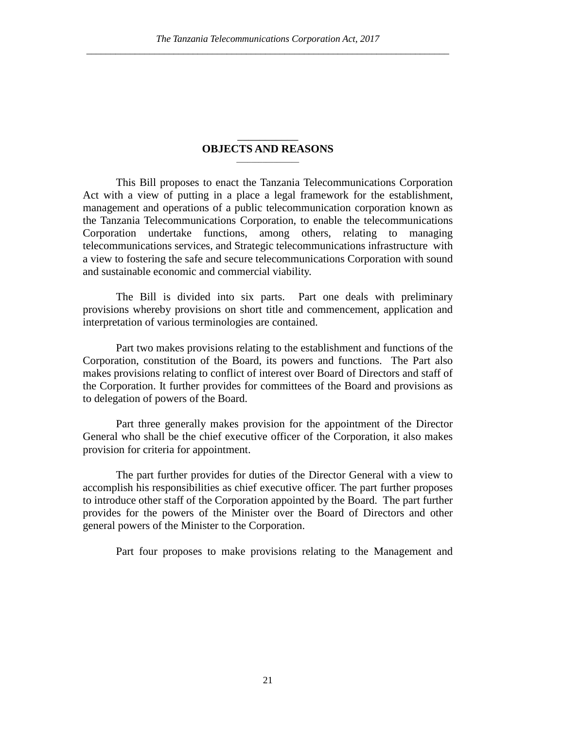## OBJECTS AND REASONS

This Bill proposes to enact the Tanzania Telecommunications Corporation Act with a view of putting in a place a legal framework for the establishment, management and operations of a public telecommunication corporation known as the Tanzania Telecommunications Corporation, to enable the telecommunications Corporation undertake functions, among others, relating to managing telecommunications services, and Strategic telecommunications infrastructure with a view to fostering the safe and secure telecommunications Corporation with sound and sustainable economic and commercial viability.

The Bill is divided into six parts. Part one deals with preliminary provisions whereby provisions on short title and commencement, application and interpretation of various terminologies are contained.

Part two makes provisions relating to the establishment and functions of the Corporation, constitution of the Board, its powers and functions. The Part also makes provisions relating to conflict of interest over Board of Directors and staff of the Corporation. It further provides for committees of the Board and provisions as to delegation of powers of the Board.

Part three generally makes provision for the appointment of the Director General who shall be the chief executive officer of the Corporation, it also makes provision for criteria for appointment.

The part further provides for duties of the Director General with a view to accomplish his responsibilities as chief executive officer. The part further proposes to introduce other staff of the Corporation appointed by the Board. The part further provides for the powers of the Minister over the Board of Directors and other general powers of the Minister to the Corporation.

Part four proposes to make provisions relating to the Management and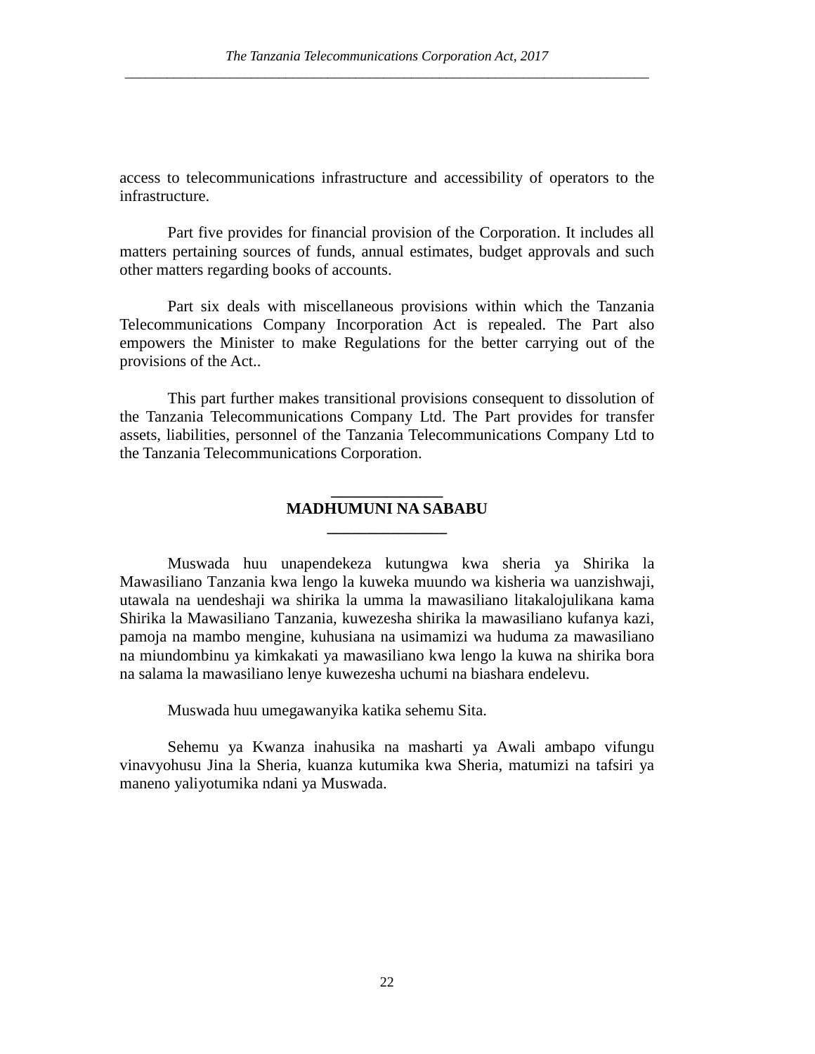access to telecommunications infrastructure and accessibility of operators to the infrastructure.

Part five provides for financial provision of the Corporation. It includes all matters pertaining sources of funds, annual estimates, budget approvals and such other matters regarding books of accounts.

Part six deals with miscellaneous provisions within which the Tanzania Telecommunications Company Incorporation Act is repealed. The Part also empowers the Minister to make Regulations for the better carrying out of the provisions of the Act..

This part further makes transitional provisions consequent to dissolution of the Tanzania Telecommunications Company Ltd. The Part provides for transfer assets, liabilities, personnel of the Tanzania Telecommunications Company Ltd to the Tanzania Telecommunications Corporation.

## MADHUMUNI NA SABABU

Muswada huu unapendekeza kutungwa kwa sheria ya Shirika la Mawasiliano Tanzania kwa lengo la kuweka muundo wa kisheria wa uanzishwaji, utawala na uendeshaji wa shirika la umma la mawasiliano litakalojulikana kama Shirika la Mawasiliano Tanzania, kuwezesha shirika la mawasiliano kufanya kazi, pamoja na mambo mengine, kuhusiana na usimamizi wa huduma za mawasiliano na miundombinu ya kimkakati ya mawasiliano kwa lengo la kuwa na shirika bora na salama la mawasiliano lenye kuwezesha uchumi na biashara endelevu.

Muswada huu umegawanyika katika sehemu Sita.

Sehemu ya Kwanza inahusika na masharti ya Awali ambapo vifungu vinavyohusu Jina la Sheria, kuanza kutumika kwa Sheria, matumizi na tafsiri ya maneno yaliyotumika ndani ya Muswada.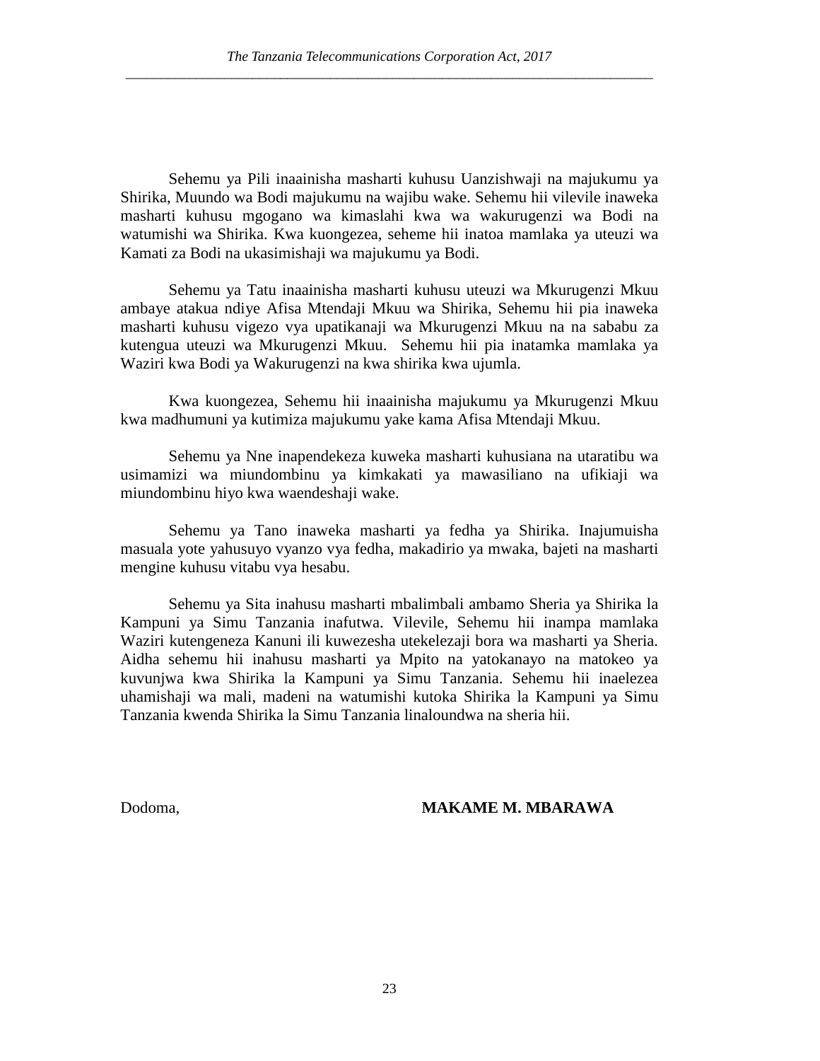Sehemu ya Pili inaainisha masharti kuhusu Uanzishwaji na majukumu ya Shirika, Muundo wa Bodi majukumu na wajibu wake. Sehemu hii vilevile inaweka masharti kuhusu mgogano wa kimaslahi kwa wa wakurugenzi wa Bodi na watumishi wa Shirika. Kwa kuongezea, seheme hii inatoa mamlaka ya uteuzi wa Kamati za Bodi na ukasimishaji wa majukumu ya Bodi.

Sehemu ya Tatu inaainisha masharti kuhusu uteuzi wa Mkurugenzi Mkuu ambaye atakua ndiye Afisa Mtendaji Mkuu wa Shirika, Sehemu hii pia inaweka masharti kuhusu vigezo vya upatikanaji wa Mkurugenzi Mkuu na na sababu za kutengua uteuzi wa Mkurugenzi Mkuu. Sehemu hii pia inatamka mamlaka ya Waziri kwa Bodi ya Wakurugenzi na kwa shirika kwa ujumla.

Kwa kuongezea, Sehemu hii inaainisha majukumu ya Mkurugenzi Mkuu kwa madhumuni ya kutimiza majukumu yake kama Afisa Mtendaji Mkuu.

Sehemu ya Nne inapendekeza kuweka masharti kuhusiana na utaratibu wa usimamizi wa miundombinu ya kimkakati ya mawasiliano na ufikiaji wa miundombinu hiyo kwa waendeshaji wake.

Sehemu ya Tano inaweka masharti ya fedha ya Shirika. Inajumuisha masuala yote yahusuyo vyanzo vya fedha, makadirio ya mwaka, bajeti na masharti mengine kuhusu vitabu vya hesabu.

Sehemu ya Sita inahusu masharti mbalimbali ambamo Sheria ya Shirika la Kampuni ya Simu Tanzania inafutwa. Vilevile, Sehemu hii inampa mamlaka Waziri kutengeneza Kanuni ili kuwezesha utekelezaji bora wa masharti ya Sheria. Aidha sehemu hii inahusu masharti ya Mpito na yatokanayo na matokeo ya kuvunjwa kwa Shirika la Kampuni ya Simu Tanzania. Sehemu hii inaelezea uhamishaji wa mali, madeni na watumishi kutoka Shirika la Kampuni ya Simu Tanzania kwenda Shirika la Simu Tanzania linaloundwa na sheria hii.

Dodoma, **MAKAME M. MBARAWA**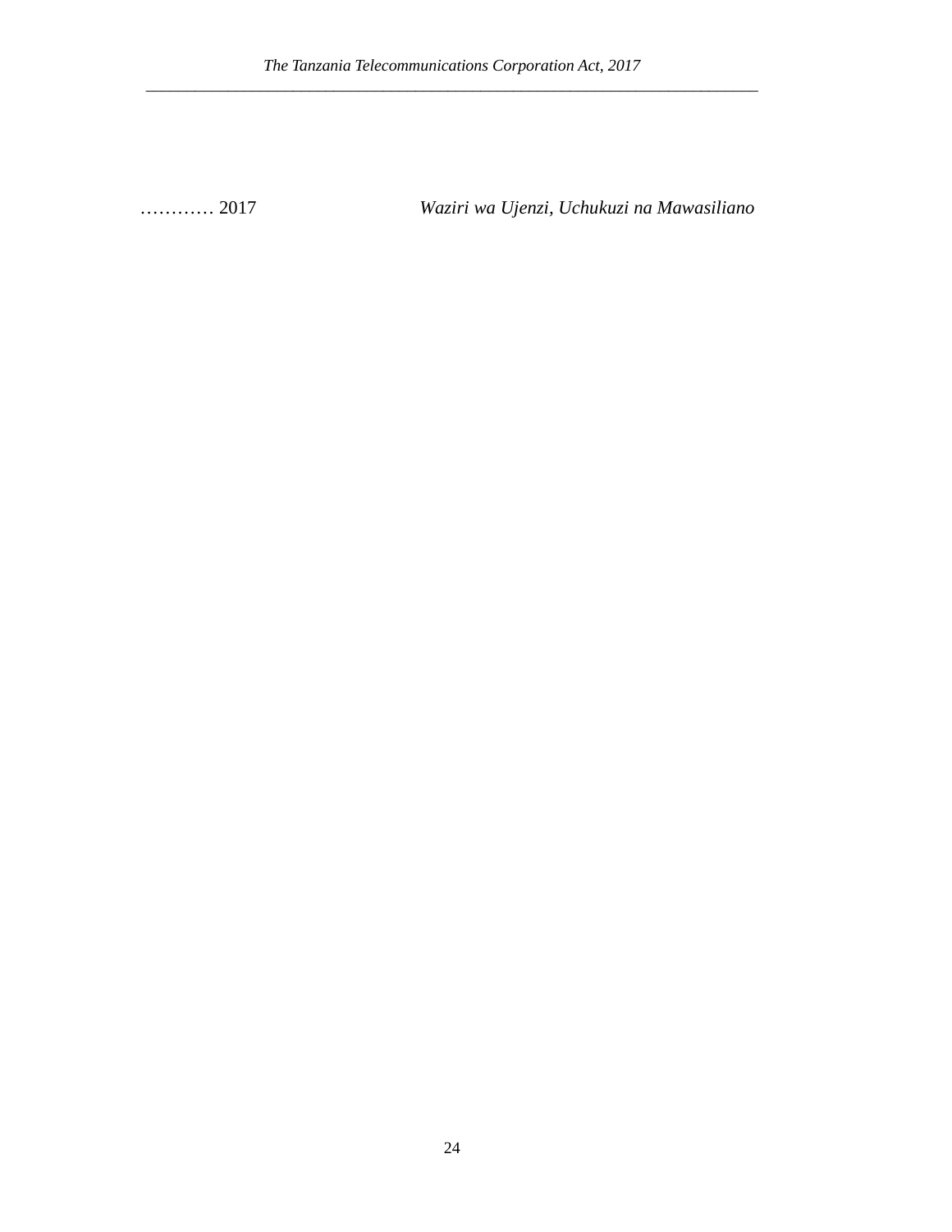………… 2017 *Waziri wa Ujenzi, Uchukuzi na Mawasiliano*